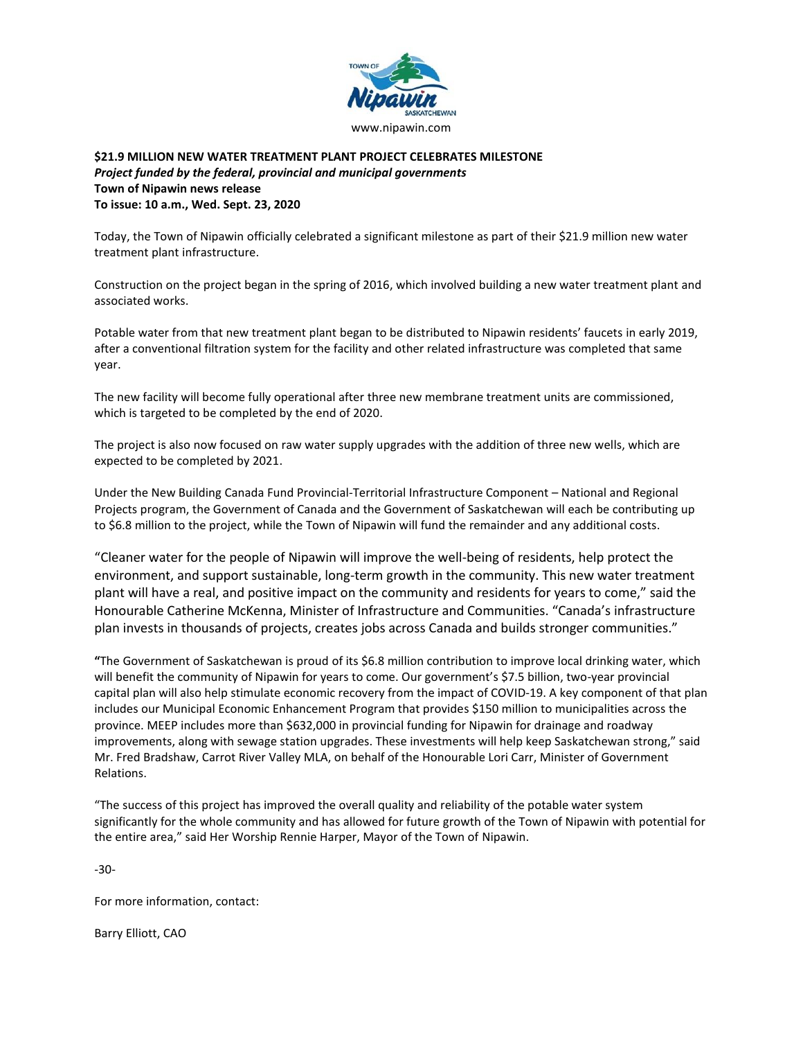www.nipawin.com

**$21.9 MILLION NEW WATER TREATMENT PLANT PROJECT CELEBRATES MILESTONE**
***Project funded by the federal, provincial and municipal governments***
**Town of Nipawin news release**
**To issue: 10 a.m., Wed. Sept. 23, 2020**

Today, the Town of Nipawin officially celebrated a significant milestone as part of their $21.9 million new water treatment plant infrastructure.

Construction on the project began in the spring of 2016, which involved building a new water treatment plant and associated works.

Potable water from that new treatment plant began to be distributed to Nipawin residents' faucets in early 2019, after a conventional filtration system for the facility and other related infrastructure was completed that same year.

The new facility will become fully operational after three new membrane treatment units are commissioned, which is targeted to be completed by the end of 2020.

The project is also now focused on raw water supply upgrades with the addition of three new wells, which are expected to be completed by 2021.

Under the New Building Canada Fund Provincial-Territorial Infrastructure Component – National and Regional Projects program, the Government of Canada and the Government of Saskatchewan will each be contributing up to $6.8 million to the project, while the Town of Nipawin will fund the remainder and any additional costs.

"Cleaner water for the people of Nipawin will improve the well-being of residents, help protect the environment, and support sustainable, long-term growth in the community. This new water treatment plant will have a real, and positive impact on the community and residents for years to come," said the Honourable Catherine McKenna, Minister of Infrastructure and Communities. "Canada's infrastructure plan invests in thousands of projects, creates jobs across Canada and builds stronger communities."

"The Government of Saskatchewan is proud of its $6.8 million contribution to improve local drinking water, which will benefit the community of Nipawin for years to come. Our government's $7.5 billion, two-year provincial capital plan will also help stimulate economic recovery from the impact of COVID-19. A key component of that plan includes our Municipal Economic Enhancement Program that provides $150 million to municipalities across the province. MEEP includes more than $632,000 in provincial funding for Nipawin for drainage and roadway improvements, along with sewage station upgrades. These investments will help keep Saskatchewan strong," said Mr. Fred Bradshaw, Carrot River Valley MLA, on behalf of the Honourable Lori Carr, Minister of Government Relations.

"The success of this project has improved the overall quality and reliability of the potable water system significantly for the whole community and has allowed for future growth of the Town of Nipawin with potential for the entire area," said Her Worship Rennie Harper, Mayor of the Town of Nipawin.

-30-

For more information, contact:

Barry Elliott, CAO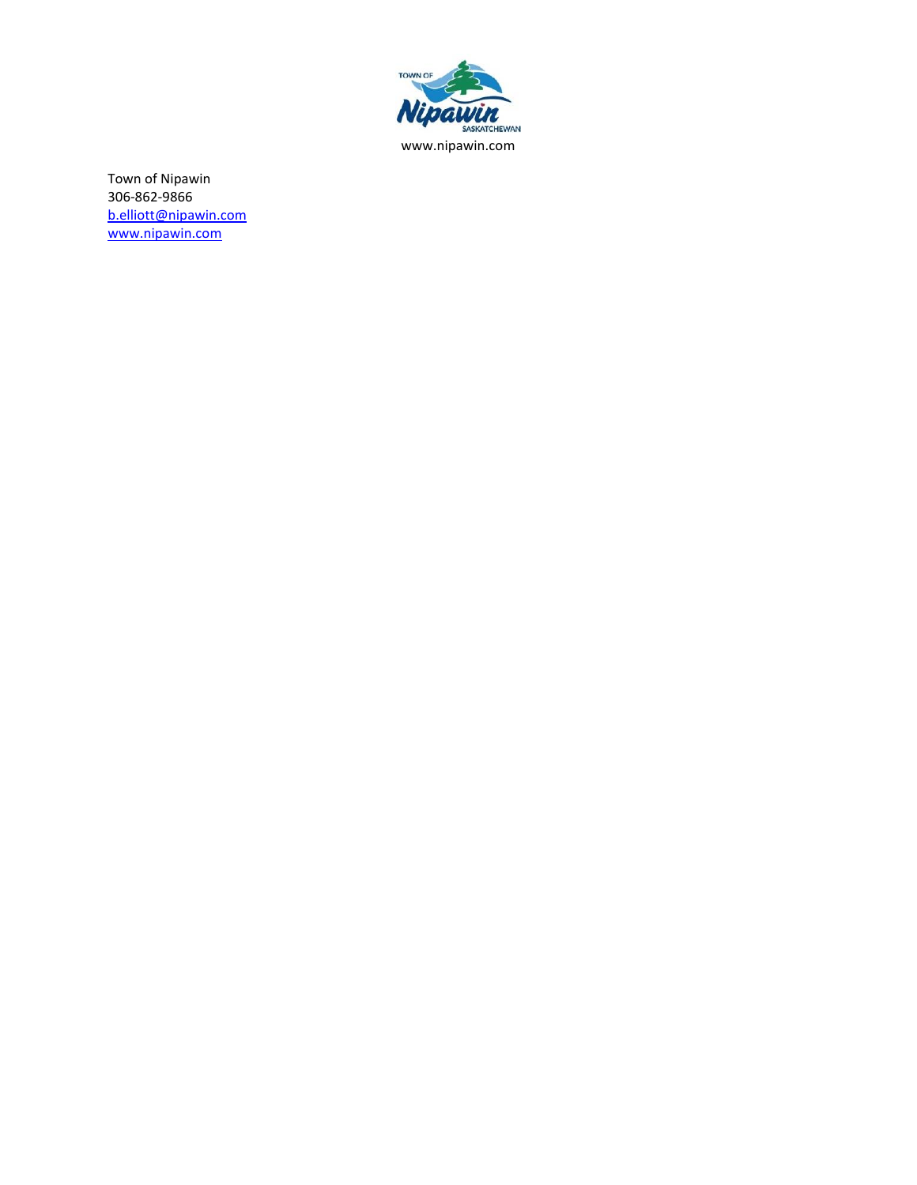www.nipawin.com

Town of Nipawin
306-862-9866
b.elliott@nipawin.com
www.nipawin.com